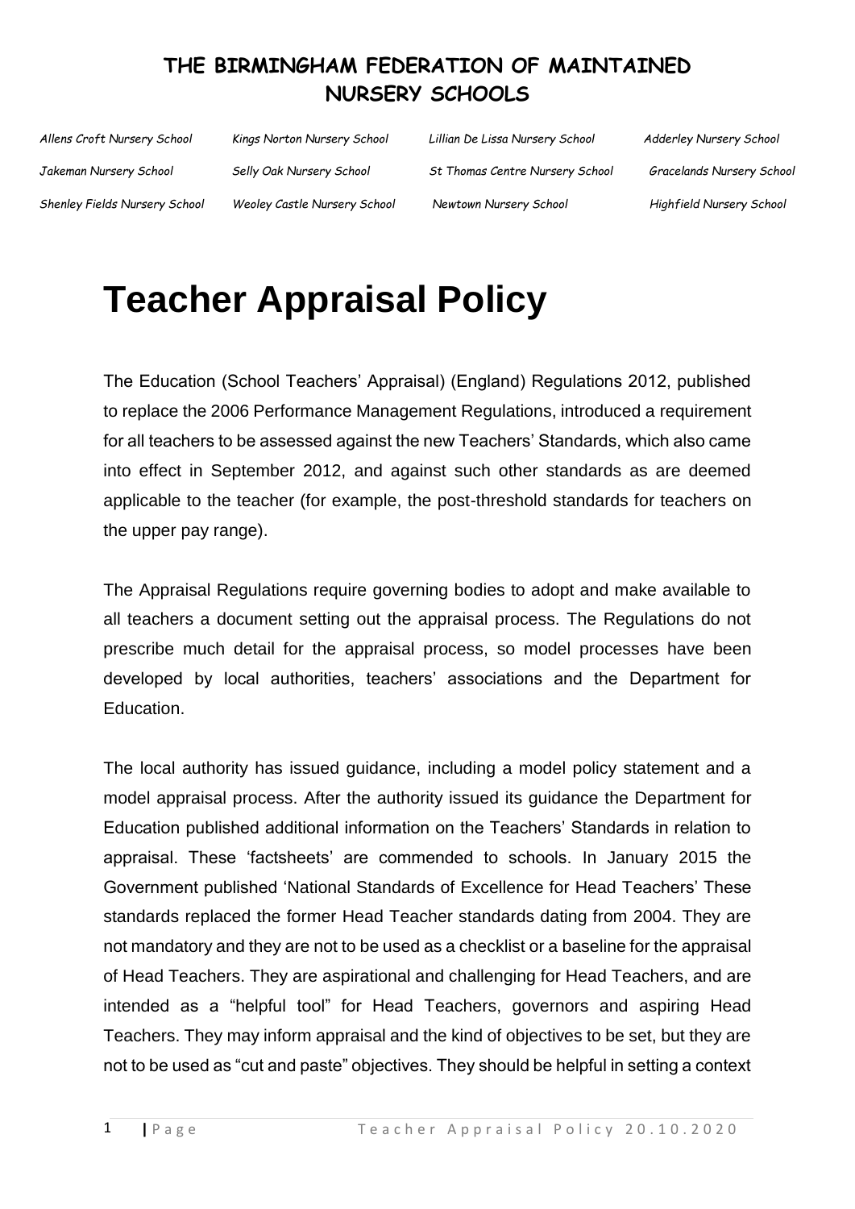**THE BIRMINGHAM FEDERATION OF MAINTAINED NURSERY SCHOOLS**

*Allens Croft Nursery School* *Kings Norton Nursery School* *Lillian De Lissa Nursery School* *Adderley Nursery School*

*Jakeman Nursery School* *Selly Oak Nursery School* *St Thomas Centre Nursery School* *Gracelands Nursery School*

*Shenley Fields Nursery School* *Weoley Castle Nursery School* *Newtown Nursery School* *Highfield Nursery School*

# Teacher Appraisal Policy

The Education (School Teachers' Appraisal) (England) Regulations 2012, published to replace the 2006 Performance Management Regulations, introduced a requirement for all teachers to be assessed against the new Teachers' Standards, which also came into effect in September 2012, and against such other standards as are deemed applicable to the teacher (for example, the post-threshold standards for teachers on the upper pay range).

The Appraisal Regulations require governing bodies to adopt and make available to all teachers a document setting out the appraisal process. The Regulations do not prescribe much detail for the appraisal process, so model processes have been developed by local authorities, teachers' associations and the Department for Education.

The local authority has issued guidance, including a model policy statement and a model appraisal process. After the authority issued its guidance the Department for Education published additional information on the Teachers' Standards in relation to appraisal. These 'factsheets' are commended to schools. In January 2015 the Government published 'National Standards of Excellence for Head Teachers' These standards replaced the former Head Teacher standards dating from 2004. They are not mandatory and they are not to be used as a checklist or a baseline for the appraisal of Head Teachers. They are aspirational and challenging for Head Teachers, and are intended as a "helpful tool" for Head Teachers, governors and aspiring Head Teachers. They may inform appraisal and the kind of objectives to be set, but they are not to be used as "cut and paste" objectives. They should be helpful in setting a context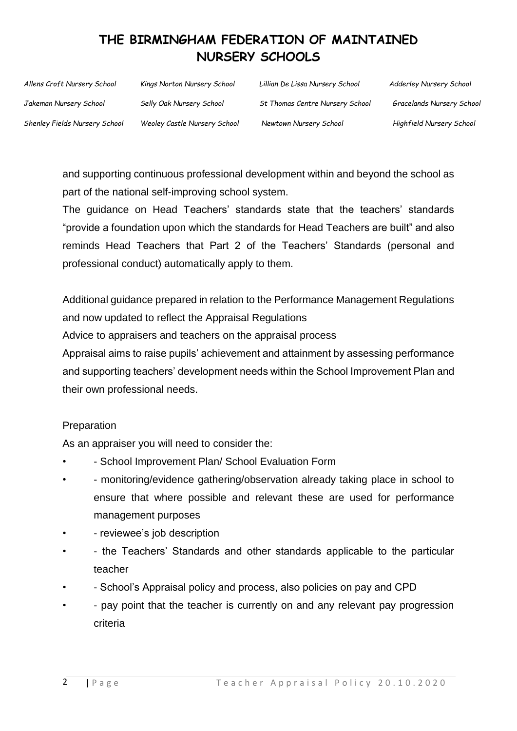and supporting continuous professional development within and beyond the school as part of the national self-improving school system.

The guidance on Head Teachers' standards state that the teachers' standards "provide a foundation upon which the standards for Head Teachers are built" and also reminds Head Teachers that Part 2 of the Teachers' Standards (personal and professional conduct) automatically apply to them.

Additional guidance prepared in relation to the Performance Management Regulations and now updated to reflect the Appraisal Regulations

Advice to appraisers and teachers on the appraisal process

Appraisal aims to raise pupils' achievement and attainment by assessing performance and supporting teachers' development needs within the School Improvement Plan and their own professional needs.

Preparation

As an appraiser you will need to consider the:

- - School Improvement Plan/ School Evaluation Form
- - monitoring/evidence gathering/observation already taking place in school to ensure that where possible and relevant these are used for performance management purposes
- - reviewee's job description
- - the Teachers' Standards and other standards applicable to the particular teacher
- - School's Appraisal policy and process, also policies on pay and CPD
- - pay point that the teacher is currently on and any relevant pay progression criteria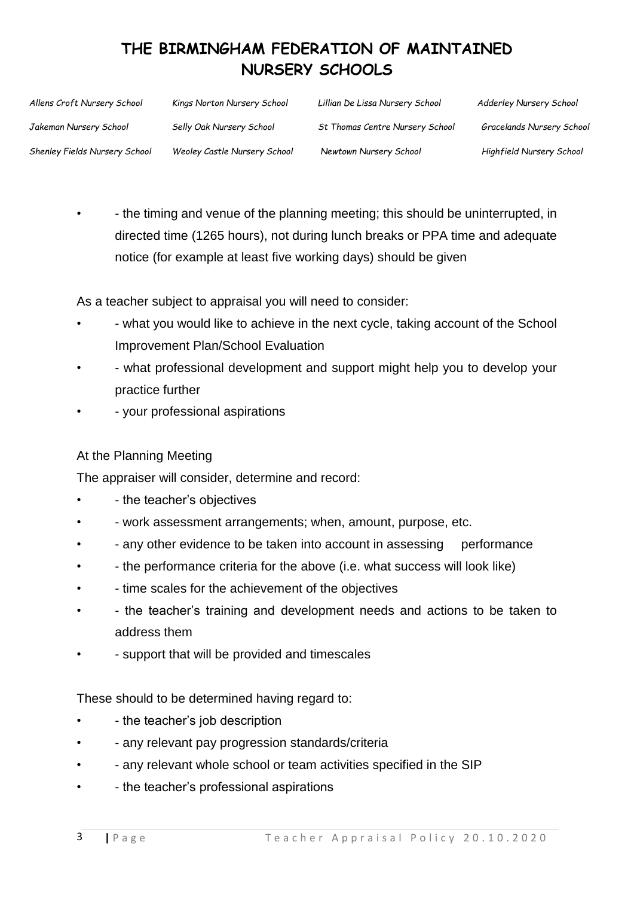- - the timing and venue of the planning meeting; this should be uninterrupted, in directed time (1265 hours), not during lunch breaks or PPA time and adequate notice (for example at least five working days) should be given

As a teacher subject to appraisal you will need to consider:

- - what you would like to achieve in the next cycle, taking account of the School Improvement Plan/School Evaluation
- - what professional development and support might help you to develop your practice further
- - your professional aspirations

At the Planning Meeting

The appraiser will consider, determine and record:

- - the teacher's objectives
- - work assessment arrangements; when, amount, purpose, etc.
- - any other evidence to be taken into account in assessing performance
- - the performance criteria for the above (i.e. what success will look like)
- - time scales for the achievement of the objectives
- - the teacher's training and development needs and actions to be taken to address them
- - support that will be provided and timescales

These should to be determined having regard to:

- - the teacher's job description
- - any relevant pay progression standards/criteria
- - any relevant whole school or team activities specified in the SIP
- - the teacher's professional aspirations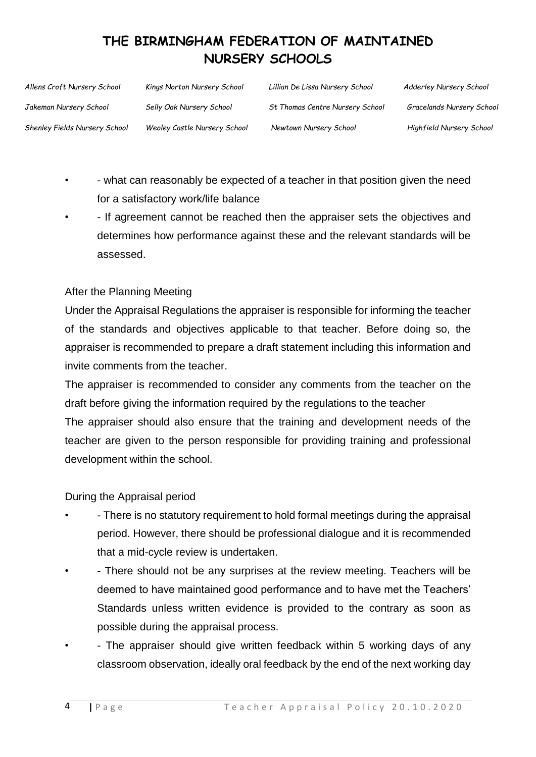- what can reasonably be expected of a teacher in that position given the need for a satisfactory work/life balance
- If agreement cannot be reached then the appraiser sets the objectives and determines how performance against these and the relevant standards will be assessed.

After the Planning Meeting

Under the Appraisal Regulations the appraiser is responsible for informing the teacher of the standards and objectives applicable to that teacher. Before doing so, the appraiser is recommended to prepare a draft statement including this information and invite comments from the teacher.

The appraiser is recommended to consider any comments from the teacher on the draft before giving the information required by the regulations to the teacher

The appraiser should also ensure that the training and development needs of the teacher are given to the person responsible for providing training and professional development within the school.

During the Appraisal period

- There is no statutory requirement to hold formal meetings during the appraisal period. However, there should be professional dialogue and it is recommended that a mid-cycle review is undertaken.
- There should not be any surprises at the review meeting. Teachers will be deemed to have maintained good performance and to have met the Teachers' Standards unless written evidence is provided to the contrary as soon as possible during the appraisal process.
- The appraiser should give written feedback within 5 working days of any classroom observation, ideally oral feedback by the end of the next working day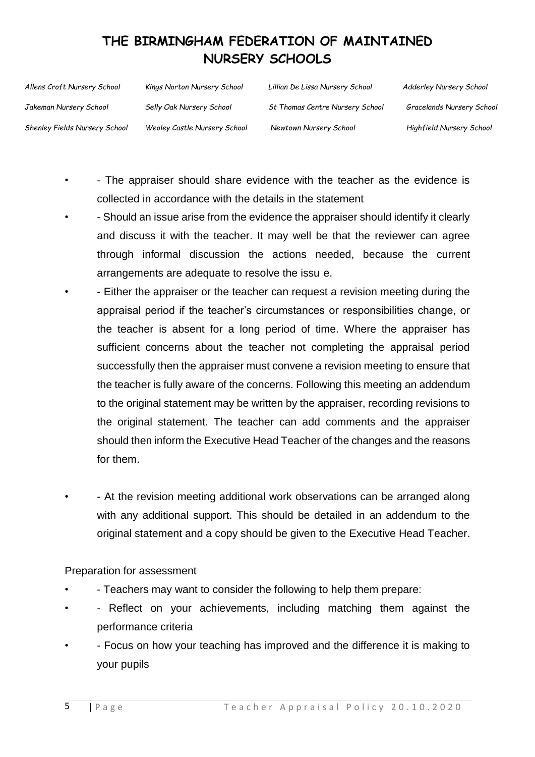- - The appraiser should share evidence with the teacher as the evidence is collected in accordance with the details in the statement
- - Should an issue arise from the evidence the appraiser should identify it clearly and discuss it with the teacher. It may well be that the reviewer can agree through informal discussion the actions needed, because the current arrangements are adequate to resolve the issu e.
- - Either the appraiser or the teacher can request a revision meeting during the appraisal period if the teacher's circumstances or responsibilities change, or the teacher is absent for a long period of time. Where the appraiser has sufficient concerns about the teacher not completing the appraisal period successfully then the appraiser must convene a revision meeting to ensure that the teacher is fully aware of the concerns. Following this meeting an addendum to the original statement may be written by the appraiser, recording revisions to the original statement. The teacher can add comments and the appraiser should then inform the Executive Head Teacher of the changes and the reasons for them.
- - At the revision meeting additional work observations can be arranged along with any additional support. This should be detailed in an addendum to the original statement and a copy should be given to the Executive Head Teacher.

Preparation for assessment

- - Teachers may want to consider the following to help them prepare:
- - Reflect on your achievements, including matching them against the performance criteria
- - Focus on how your teaching has improved and the difference it is making to your pupils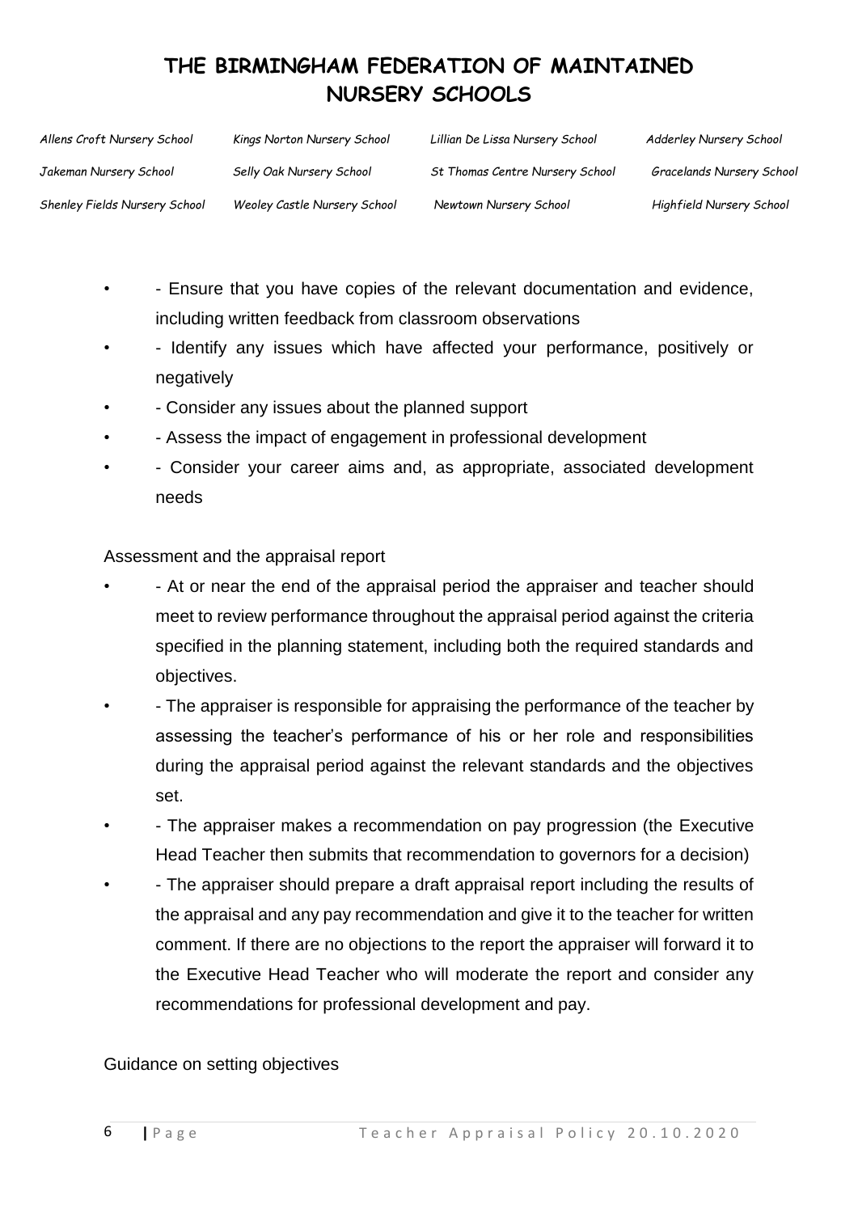- Ensure that you have copies of the relevant documentation and evidence, including written feedback from classroom observations
- Identify any issues which have affected your performance, positively or negatively
- Consider any issues about the planned support
- Assess the impact of engagement in professional development
- Consider your career aims and, as appropriate, associated development needs

Assessment and the appraisal report

- At or near the end of the appraisal period the appraiser and teacher should meet to review performance throughout the appraisal period against the criteria specified in the planning statement, including both the required standards and objectives.
- The appraiser is responsible for appraising the performance of the teacher by assessing the teacher's performance of his or her role and responsibilities during the appraisal period against the relevant standards and the objectives set.
- The appraiser makes a recommendation on pay progression (the Executive Head Teacher then submits that recommendation to governors for a decision)
- The appraiser should prepare a draft appraisal report including the results of the appraisal and any pay recommendation and give it to the teacher for written comment. If there are no objections to the report the appraiser will forward it to the Executive Head Teacher who will moderate the report and consider any recommendations for professional development and pay.

Guidance on setting objectives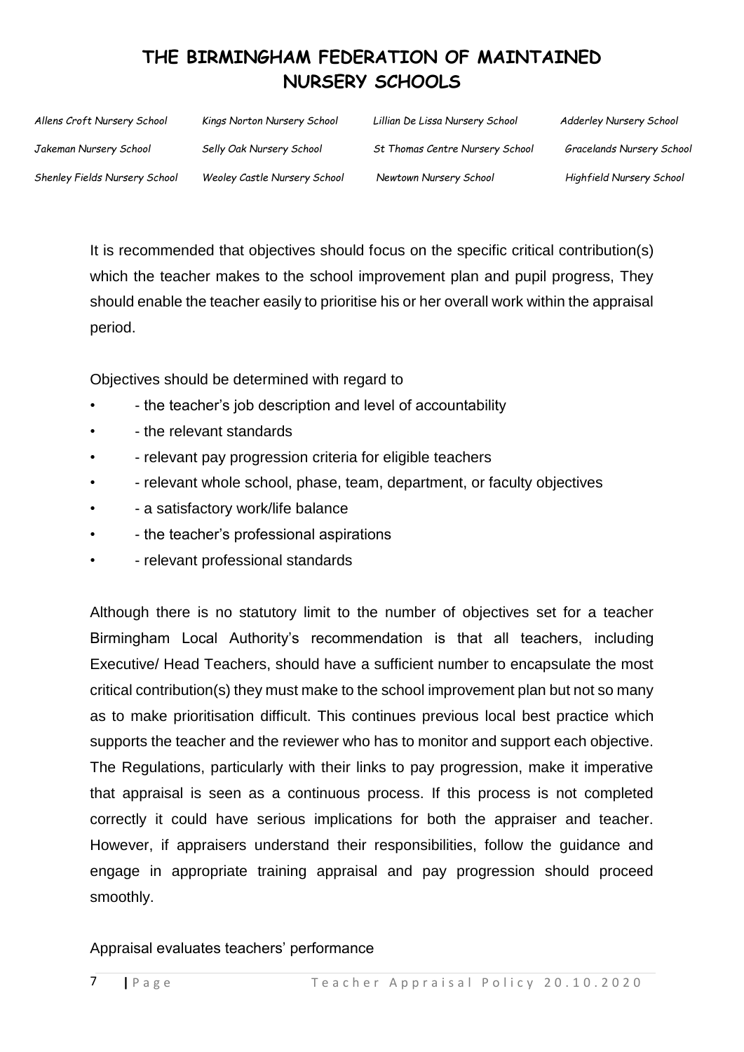It is recommended that objectives should focus on the specific critical contribution(s) which the teacher makes to the school improvement plan and pupil progress, They should enable the teacher easily to prioritise his or her overall work within the appraisal period.

Objectives should be determined with regard to

- - the teacher's job description and level of accountability
- - the relevant standards
- - relevant pay progression criteria for eligible teachers
- - relevant whole school, phase, team, department, or faculty objectives
- - a satisfactory work/life balance
- - the teacher's professional aspirations
- - relevant professional standards

Although there is no statutory limit to the number of objectives set for a teacher Birmingham Local Authority's recommendation is that all teachers, including Executive/ Head Teachers, should have a sufficient number to encapsulate the most critical contribution(s) they must make to the school improvement plan but not so many as to make prioritisation difficult. This continues previous local best practice which supports the teacher and the reviewer who has to monitor and support each objective. The Regulations, particularly with their links to pay progression, make it imperative that appraisal is seen as a continuous process. If this process is not completed correctly it could have serious implications for both the appraiser and teacher. However, if appraisers understand their responsibilities, follow the guidance and engage in appropriate training appraisal and pay progression should proceed smoothly.

Appraisal evaluates teachers' performance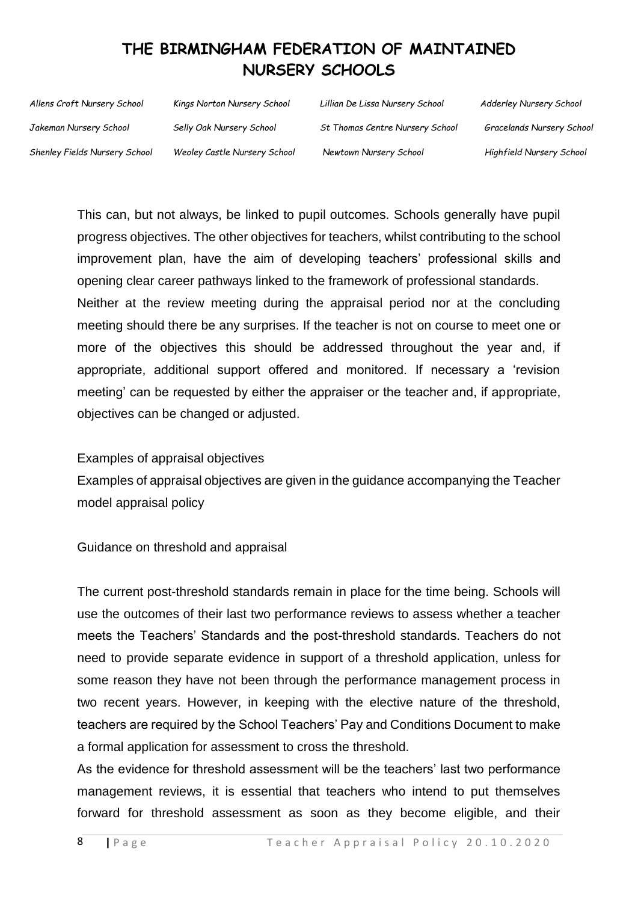This can, but not always, be linked to pupil outcomes. Schools generally have pupil progress objectives. The other objectives for teachers, whilst contributing to the school improvement plan, have the aim of developing teachers' professional skills and opening clear career pathways linked to the framework of professional standards.

Neither at the review meeting during the appraisal period nor at the concluding meeting should there be any surprises. If the teacher is not on course to meet one or more of the objectives this should be addressed throughout the year and, if appropriate, additional support offered and monitored. If necessary a 'revision meeting' can be requested by either the appraiser or the teacher and, if appropriate, objectives can be changed or adjusted.

Examples of appraisal objectives

Examples of appraisal objectives are given in the guidance accompanying the Teacher model appraisal policy

Guidance on threshold and appraisal

The current post-threshold standards remain in place for the time being. Schools will use the outcomes of their last two performance reviews to assess whether a teacher meets the Teachers' Standards and the post-threshold standards. Teachers do not need to provide separate evidence in support of a threshold application, unless for some reason they have not been through the performance management process in two recent years. However, in keeping with the elective nature of the threshold, teachers are required by the School Teachers' Pay and Conditions Document to make a formal application for assessment to cross the threshold.

As the evidence for threshold assessment will be the teachers' last two performance management reviews, it is essential that teachers who intend to put themselves forward for threshold assessment as soon as they become eligible, and their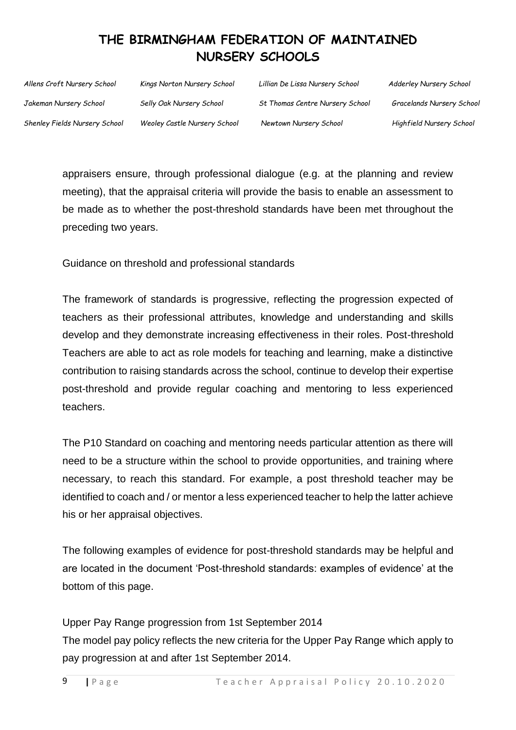appraisers ensure, through professional dialogue (e.g. at the planning and review meeting), that the appraisal criteria will provide the basis to enable an assessment to be made as to whether the post-threshold standards have been met throughout the preceding two years.

Guidance on threshold and professional standards

The framework of standards is progressive, reflecting the progression expected of teachers as their professional attributes, knowledge and understanding and skills develop and they demonstrate increasing effectiveness in their roles. Post-threshold Teachers are able to act as role models for teaching and learning, make a distinctive contribution to raising standards across the school, continue to develop their expertise post-threshold and provide regular coaching and mentoring to less experienced teachers.

The P10 Standard on coaching and mentoring needs particular attention as there will need to be a structure within the school to provide opportunities, and training where necessary, to reach this standard. For example, a post threshold teacher may be identified to coach and / or mentor a less experienced teacher to help the latter achieve his or her appraisal objectives.

The following examples of evidence for post-threshold standards may be helpful and are located in the document 'Post-threshold standards: examples of evidence' at the bottom of this page.

Upper Pay Range progression from 1st September 2014

The model pay policy reflects the new criteria for the Upper Pay Range which apply to pay progression at and after 1st September 2014.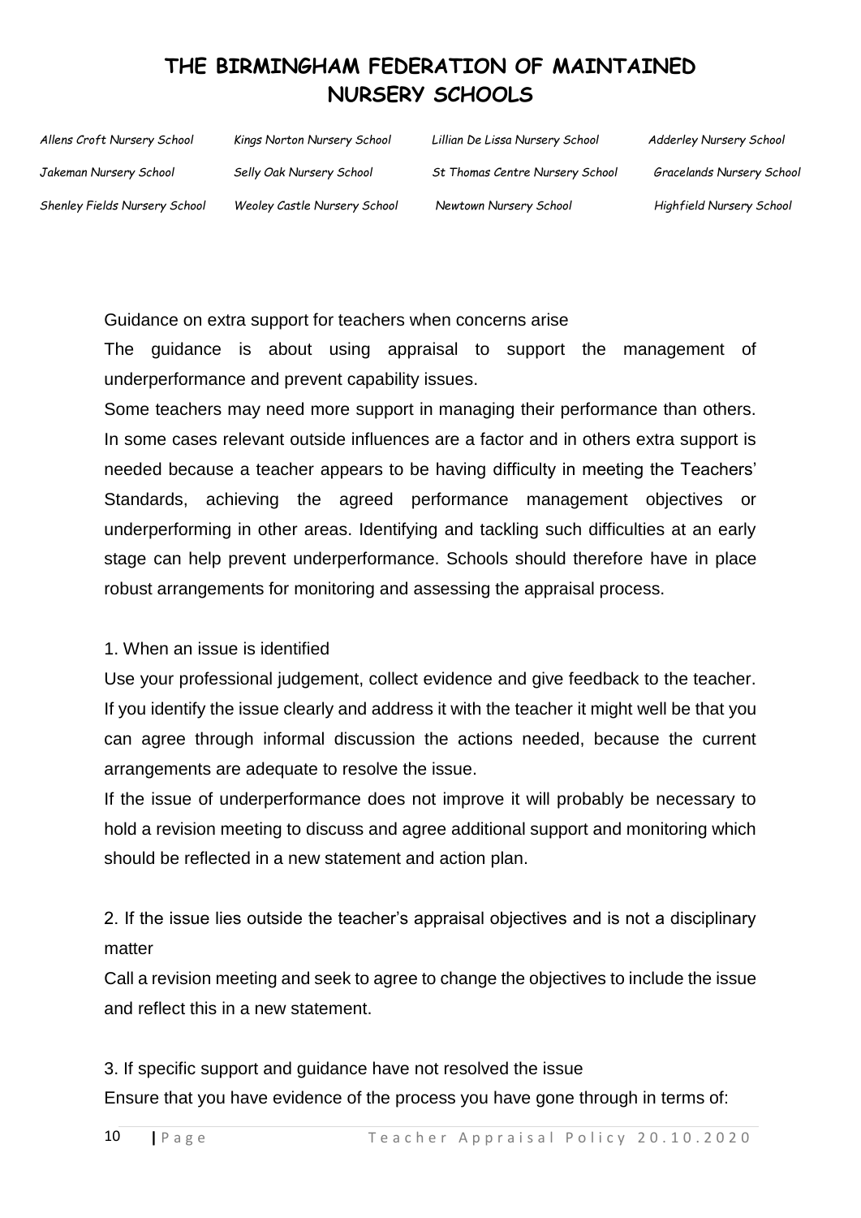# THE BIRMINGHAM FEDERATION OF MAINTAINED NURSERY SCHOOLS

| | | | |
|---|---|---|---|
| *Allens Croft Nursery School* | *Kings Norton Nursery School* | *Lillian De Lissa Nursery School* | *Adderley Nursery School* |
| *Jakeman Nursery School* | *Selly Oak Nursery School* | *St Thomas Centre Nursery School* | *Gracelands Nursery School* |
| *Shenley Fields Nursery School* | *Weoley Castle Nursery School* | *Newtown Nursery School* | *Highfield Nursery School* |

Guidance on extra support for teachers when concerns arise

The guidance is about using appraisal to support the management of underperformance and prevent capability issues.

Some teachers may need more support in managing their performance than others. In some cases relevant outside influences are a factor and in others extra support is needed because a teacher appears to be having difficulty in meeting the Teachers' Standards, achieving the agreed performance management objectives or underperforming in other areas. Identifying and tackling such difficulties at an early stage can help prevent underperformance. Schools should therefore have in place robust arrangements for monitoring and assessing the appraisal process.

1. When an issue is identified

Use your professional judgement, collect evidence and give feedback to the teacher. If you identify the issue clearly and address it with the teacher it might well be that you can agree through informal discussion the actions needed, because the current arrangements are adequate to resolve the issue.

If the issue of underperformance does not improve it will probably be necessary to hold a revision meeting to discuss and agree additional support and monitoring which should be reflected in a new statement and action plan.

2. If the issue lies outside the teacher's appraisal objectives and is not a disciplinary matter

Call a revision meeting and seek to agree to change the objectives to include the issue and reflect this in a new statement.

3. If specific support and guidance have not resolved the issue

Ensure that you have evidence of the process you have gone through in terms of: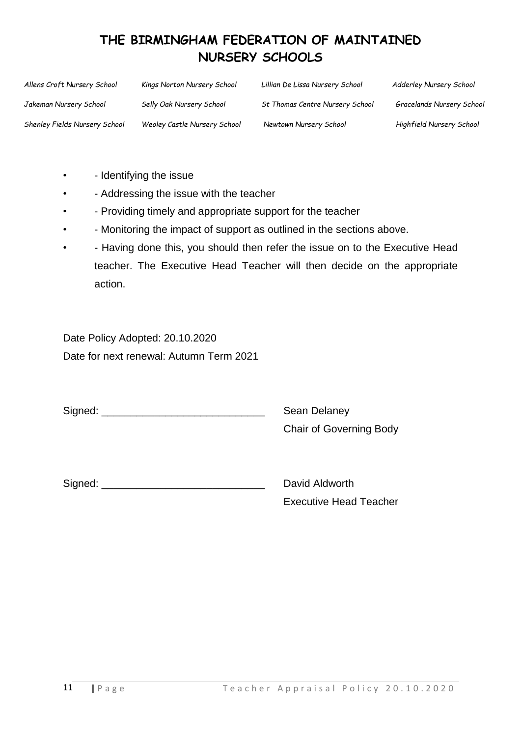- - Identifying the issue
- - Addressing the issue with the teacher
- - Providing timely and appropriate support for the teacher
- - Monitoring the impact of support as outlined in the sections above.
- - Having done this, you should then refer the issue on to the Executive Head teacher. The Executive Head Teacher will then decide on the appropriate action.

Date Policy Adopted: 20.10.2020

Date for next renewal: Autumn Term 2021

Signed: ____________________________ Sean Delaney
Chair of Governing Body

Signed: ____________________________ David Aldworth
Executive Head Teacher